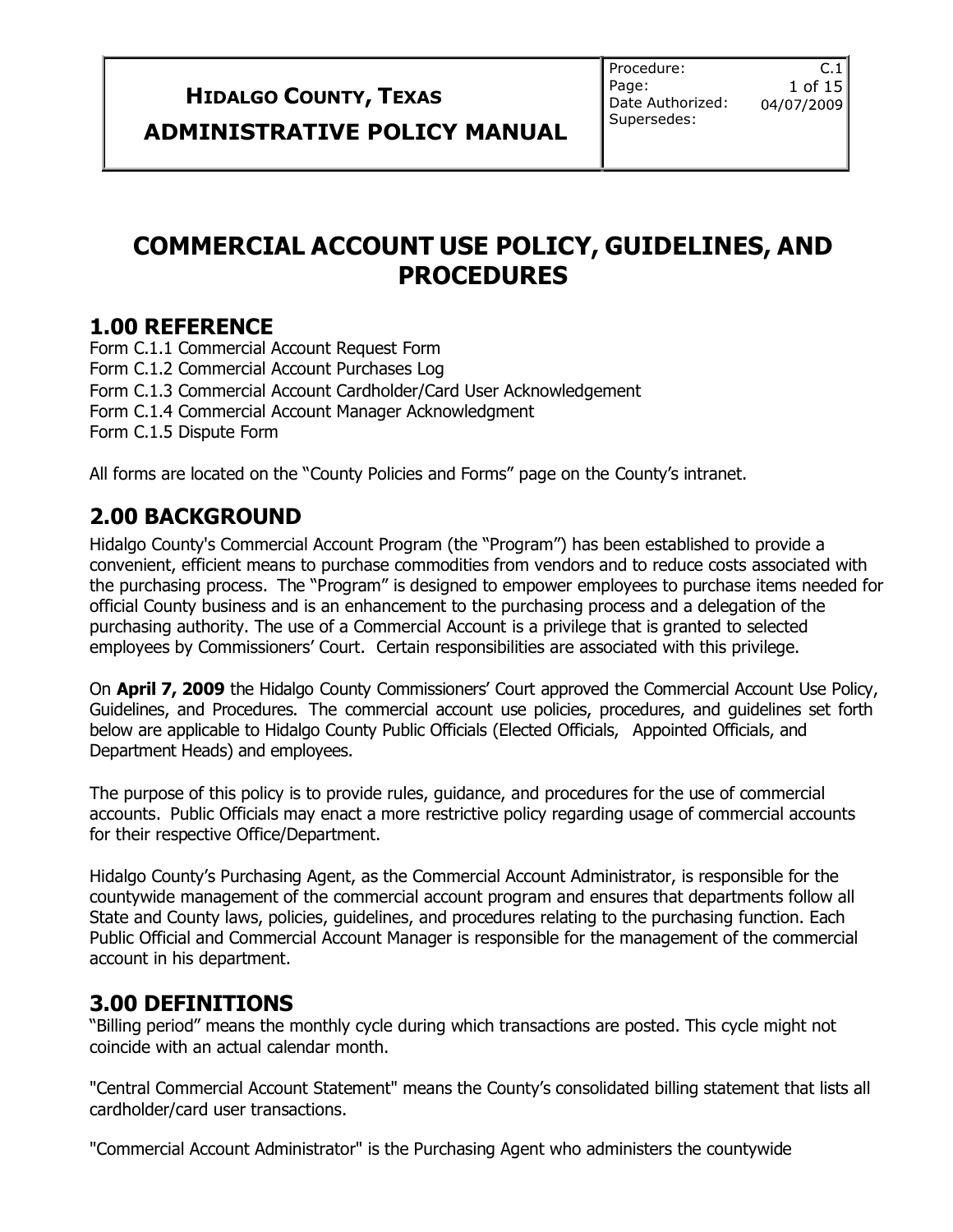# COMMERCIAL ACCOUNT USE POLICY, GUIDELINES, AND PROCEDURES

## 1.00 REFERENCE

Form C.1.1 Commercial Account Request Form
Form C.1.2 Commercial Account Purchases Log
Form C.1.3 Commercial Account Cardholder/Card User Acknowledgement
Form C.1.4 Commercial Account Manager Acknowledgment
Form C.1.5 Dispute Form

All forms are located on the "County Policies and Forms" page on the County's intranet.

## 2.00 BACKGROUND

Hidalgo County's Commercial Account Program (the "Program") has been established to provide a convenient, efficient means to purchase commodities from vendors and to reduce costs associated with the purchasing process. The "Program" is designed to empower employees to purchase items needed for official County business and is an enhancement to the purchasing process and a delegation of the purchasing authority. The use of a Commercial Account is a privilege that is granted to selected employees by Commissioners' Court. Certain responsibilities are associated with this privilege.

On **April 7, 2009** the Hidalgo County Commissioners' Court approved the Commercial Account Use Policy, Guidelines, and Procedures. The commercial account use policies, procedures, and guidelines set forth below are applicable to Hidalgo County Public Officials (Elected Officials, Appointed Officials, and Department Heads) and employees.

The purpose of this policy is to provide rules, guidance, and procedures for the use of commercial accounts. Public Officials may enact a more restrictive policy regarding usage of commercial accounts for their respective Office/Department.

Hidalgo County's Purchasing Agent, as the Commercial Account Administrator, is responsible for the countywide management of the commercial account program and ensures that departments follow all State and County laws, policies, guidelines, and procedures relating to the purchasing function. Each Public Official and Commercial Account Manager is responsible for the management of the commercial account in his department.

## 3.00 DEFINITIONS

"Billing period" means the monthly cycle during which transactions are posted. This cycle might not coincide with an actual calendar month.

"Central Commercial Account Statement" means the County's consolidated billing statement that lists all cardholder/card user transactions.

"Commercial Account Administrator" is the Purchasing Agent who administers the countywide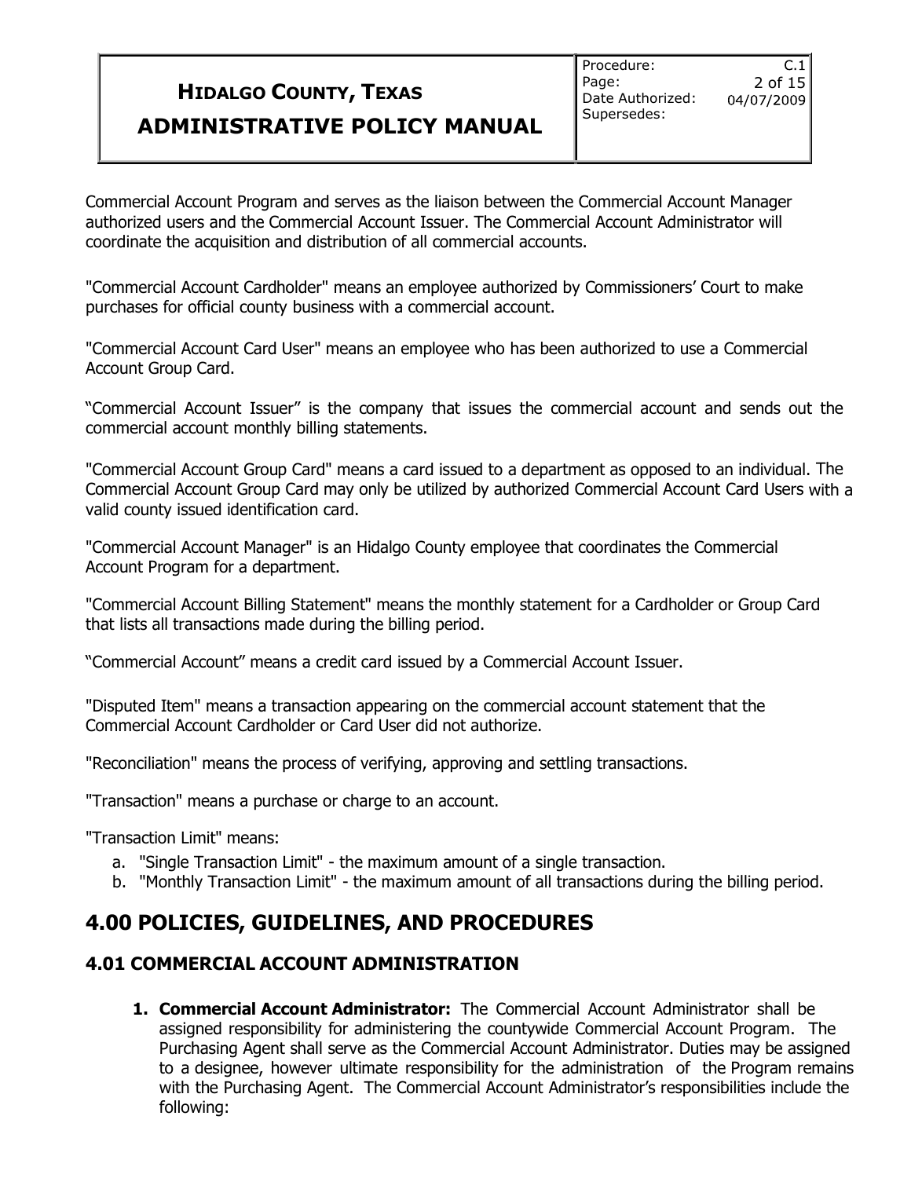Commercial Account Program and serves as the liaison between the Commercial Account Manager authorized users and the Commercial Account Issuer. The Commercial Account Administrator will coordinate the acquisition and distribution of all commercial accounts.

"Commercial Account Cardholder" means an employee authorized by Commissioners' Court to make purchases for official county business with a commercial account.

"Commercial Account Card User" means an employee who has been authorized to use a Commercial Account Group Card.

"Commercial Account Issuer" is the company that issues the commercial account and sends out the commercial account monthly billing statements.

"Commercial Account Group Card" means a card issued to a department as opposed to an individual. The Commercial Account Group Card may only be utilized by authorized Commercial Account Card Users with a valid county issued identification card.

"Commercial Account Manager" is an Hidalgo County employee that coordinates the Commercial Account Program for a department.

"Commercial Account Billing Statement" means the monthly statement for a Cardholder or Group Card that lists all transactions made during the billing period.

"Commercial Account" means a credit card issued by a Commercial Account Issuer.

"Disputed Item" means a transaction appearing on the commercial account statement that the Commercial Account Cardholder or Card User did not authorize.

"Reconciliation" means the process of verifying, approving and settling transactions.

"Transaction" means a purchase or charge to an account.

"Transaction Limit" means:

a. "Single Transaction Limit" - the maximum amount of a single transaction.
b. "Monthly Transaction Limit" - the maximum amount of all transactions during the billing period.

# 4.00 POLICIES, GUIDELINES, AND PROCEDURES

## 4.01 COMMERCIAL ACCOUNT ADMINISTRATION

1. **Commercial Account Administrator:** The Commercial Account Administrator shall be assigned responsibility for administering the countywide Commercial Account Program. The Purchasing Agent shall serve as the Commercial Account Administrator. Duties may be assigned to a designee, however ultimate responsibility for the administration of the Program remains with the Purchasing Agent. The Commercial Account Administrator's responsibilities include the following: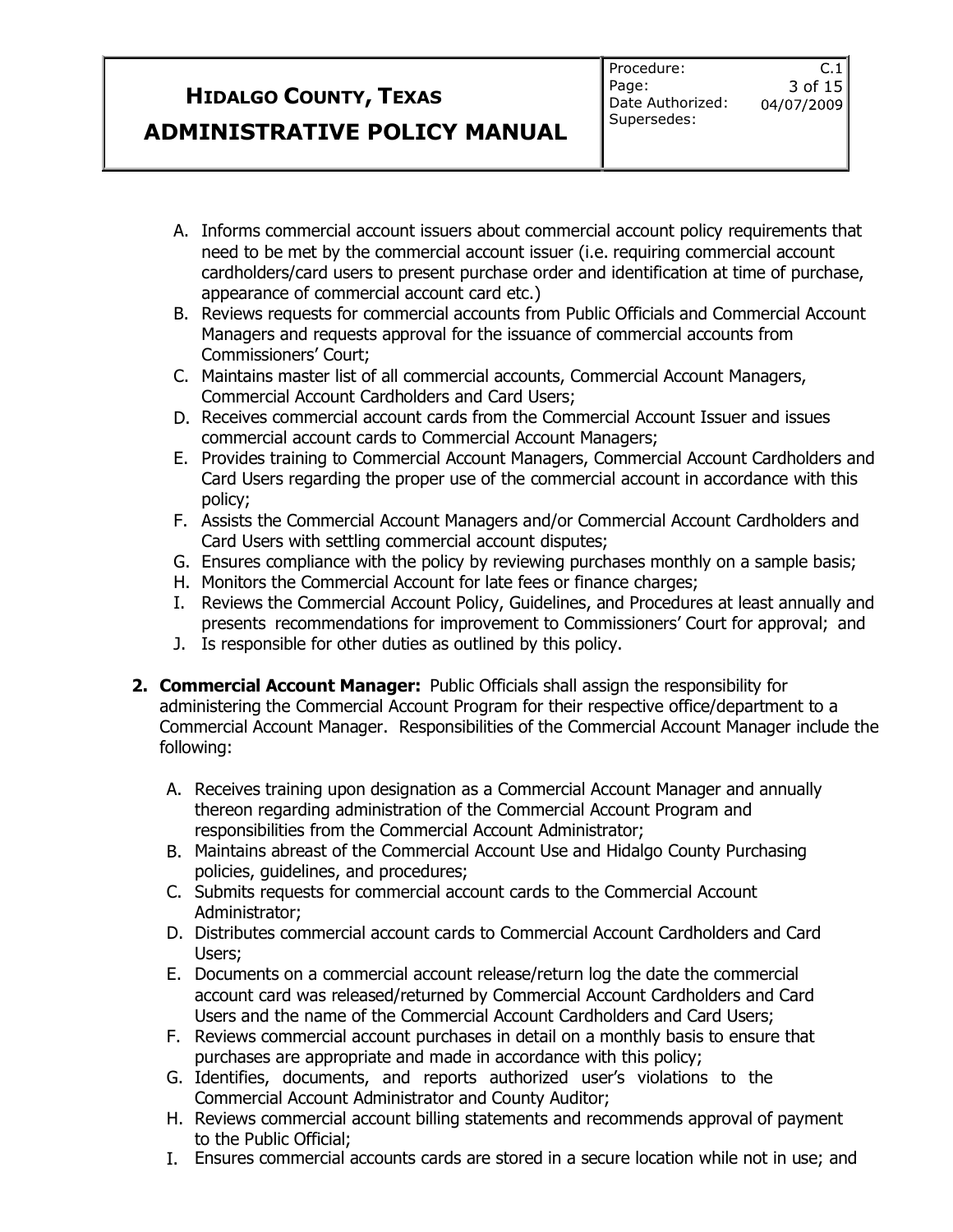A. Informs commercial account issuers about commercial account policy requirements that need to be met by the commercial account issuer (i.e. requiring commercial account cardholders/card users to present purchase order and identification at time of purchase, appearance of commercial account card etc.)
B. Reviews requests for commercial accounts from Public Officials and Commercial Account Managers and requests approval for the issuance of commercial accounts from Commissioners' Court;
C. Maintains master list of all commercial accounts, Commercial Account Managers, Commercial Account Cardholders and Card Users;
D. Receives commercial account cards from the Commercial Account Issuer and issues commercial account cards to Commercial Account Managers;
E. Provides training to Commercial Account Managers, Commercial Account Cardholders and Card Users regarding the proper use of the commercial account in accordance with this policy;
F. Assists the Commercial Account Managers and/or Commercial Account Cardholders and Card Users with settling commercial account disputes;
G. Ensures compliance with the policy by reviewing purchases monthly on a sample basis;
H. Monitors the Commercial Account for late fees or finance charges;
I. Reviews the Commercial Account Policy, Guidelines, and Procedures at least annually and presents recommendations for improvement to Commissioners' Court for approval; and
J. Is responsible for other duties as outlined by this policy.

**2. Commercial Account Manager:** Public Officials shall assign the responsibility for administering the Commercial Account Program for their respective office/department to a Commercial Account Manager. Responsibilities of the Commercial Account Manager include the following:

A. Receives training upon designation as a Commercial Account Manager and annually thereon regarding administration of the Commercial Account Program and responsibilities from the Commercial Account Administrator;
B. Maintains abreast of the Commercial Account Use and Hidalgo County Purchasing policies, guidelines, and procedures;
C. Submits requests for commercial account cards to the Commercial Account Administrator;
D. Distributes commercial account cards to Commercial Account Cardholders and Card Users;
E. Documents on a commercial account release/return log the date the commercial account card was released/returned by Commercial Account Cardholders and Card Users and the name of the Commercial Account Cardholders and Card Users;
F. Reviews commercial account purchases in detail on a monthly basis to ensure that purchases are appropriate and made in accordance with this policy;
G. Identifies, documents, and reports authorized user's violations to the Commercial Account Administrator and County Auditor;
H. Reviews commercial account billing statements and recommends approval of payment to the Public Official;
I. Ensures commercial accounts cards are stored in a secure location while not in use; and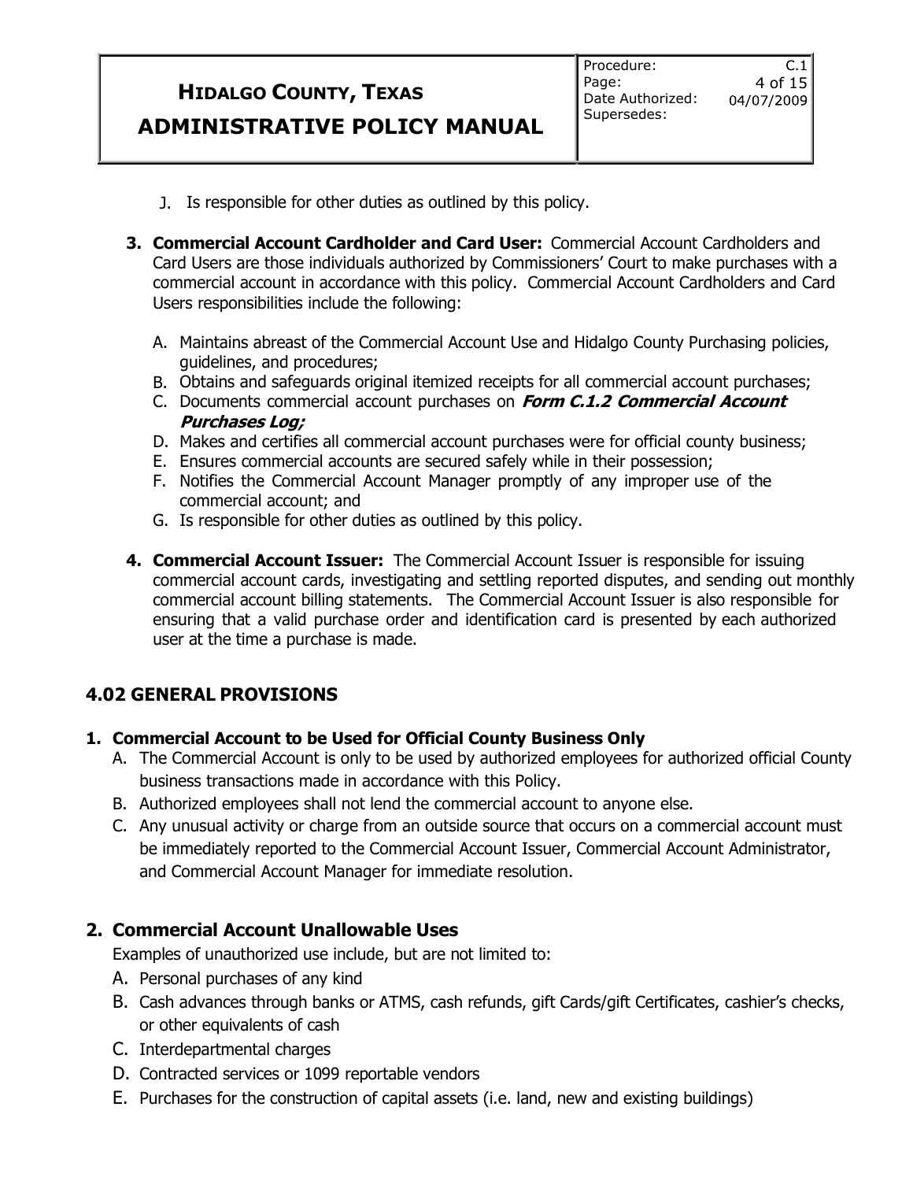J. Is responsible for other duties as outlined by this policy.

3. **Commercial Account Cardholder and Card User:** Commercial Account Cardholders and Card Users are those individuals authorized by Commissioners' Court to make purchases with a commercial account in accordance with this policy. Commercial Account Cardholders and Card Users responsibilities include the following:

   A. Maintains abreast of the Commercial Account Use and Hidalgo County Purchasing policies, guidelines, and procedures;
   B. Obtains and safeguards original itemized receipts for all commercial account purchases;
   C. Documents commercial account purchases on ***Form C.1.2 Commercial Account Purchases Log;***
   D. Makes and certifies all commercial account purchases were for official county business;
   E. Ensures commercial accounts are secured safely while in their possession;
   F. Notifies the Commercial Account Manager promptly of any improper use of the commercial account; and
   G. Is responsible for other duties as outlined by this policy.

4. **Commercial Account Issuer:** The Commercial Account Issuer is responsible for issuing commercial account cards, investigating and settling reported disputes, and sending out monthly commercial account billing statements. The Commercial Account Issuer is also responsible for ensuring that a valid purchase order and identification card is presented by each authorized user at the time a purchase is made.

## 4.02 GENERAL PROVISIONS

### 1. Commercial Account to be Used for Official County Business Only

A. The Commercial Account is only to be used by authorized employees for authorized official County business transactions made in accordance with this Policy.
B. Authorized employees shall not lend the commercial account to anyone else.
C. Any unusual activity or charge from an outside source that occurs on a commercial account must be immediately reported to the Commercial Account Issuer, Commercial Account Administrator, and Commercial Account Manager for immediate resolution.

### 2. Commercial Account Unallowable Uses

Examples of unauthorized use include, but are not limited to:

A. Personal purchases of any kind
B. Cash advances through banks or ATMS, cash refunds, gift Cards/gift Certificates, cashier's checks, or other equivalents of cash
C. Interdepartmental charges
D. Contracted services or 1099 reportable vendors
E. Purchases for the construction of capital assets (i.e. land, new and existing buildings)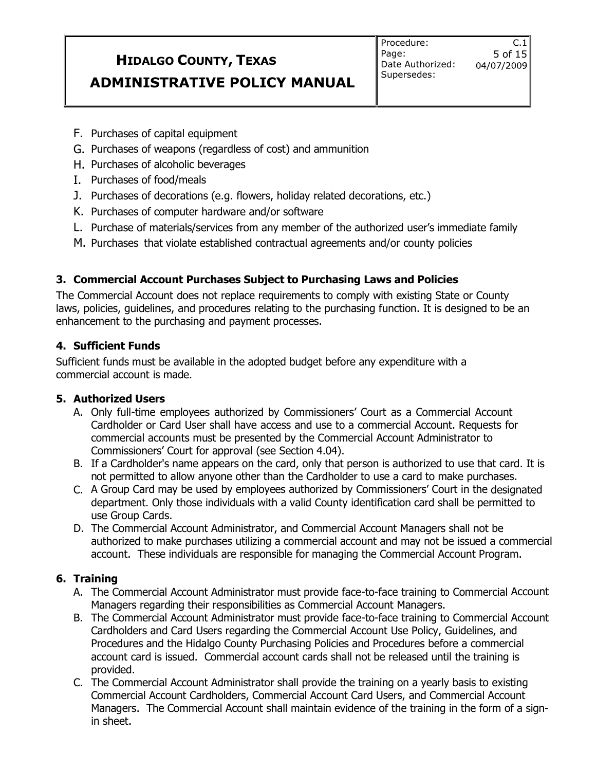F. Purchases of capital equipment
G. Purchases of weapons (regardless of cost) and ammunition
H. Purchases of alcoholic beverages
I. Purchases of food/meals
J. Purchases of decorations (e.g. flowers, holiday related decorations, etc.)
K. Purchases of computer hardware and/or software
L. Purchase of materials/services from any member of the authorized user's immediate family
M. Purchases that violate established contractual agreements and/or county policies

### 3. Commercial Account Purchases Subject to Purchasing Laws and Policies

The Commercial Account does not replace requirements to comply with existing State or County laws, policies, guidelines, and procedures relating to the purchasing function. It is designed to be an enhancement to the purchasing and payment processes.

### 4. Sufficient Funds

Sufficient funds must be available in the adopted budget before any expenditure with a commercial account is made.

### 5. Authorized Users

A. Only full-time employees authorized by Commissioners' Court as a Commercial Account Cardholder or Card User shall have access and use to a commercial Account. Requests for commercial accounts must be presented by the Commercial Account Administrator to Commissioners' Court for approval (see Section 4.04).
B. If a Cardholder's name appears on the card, only that person is authorized to use that card. It is not permitted to allow anyone other than the Cardholder to use a card to make purchases.
C. A Group Card may be used by employees authorized by Commissioners' Court in the designated department. Only those individuals with a valid County identification card shall be permitted to use Group Cards.
D. The Commercial Account Administrator, and Commercial Account Managers shall not be authorized to make purchases utilizing a commercial account and may not be issued a commercial account. These individuals are responsible for managing the Commercial Account Program.

### 6. Training

A. The Commercial Account Administrator must provide face-to-face training to Commercial Account Managers regarding their responsibilities as Commercial Account Managers.
B. The Commercial Account Administrator must provide face-to-face training to Commercial Account Cardholders and Card Users regarding the Commercial Account Use Policy, Guidelines, and Procedures and the Hidalgo County Purchasing Policies and Procedures before a commercial account card is issued. Commercial account cards shall not be released until the training is provided.
C. The Commercial Account Administrator shall provide the training on a yearly basis to existing Commercial Account Cardholders, Commercial Account Card Users, and Commercial Account Managers. The Commercial Account shall maintain evidence of the training in the form of a sign-in sheet.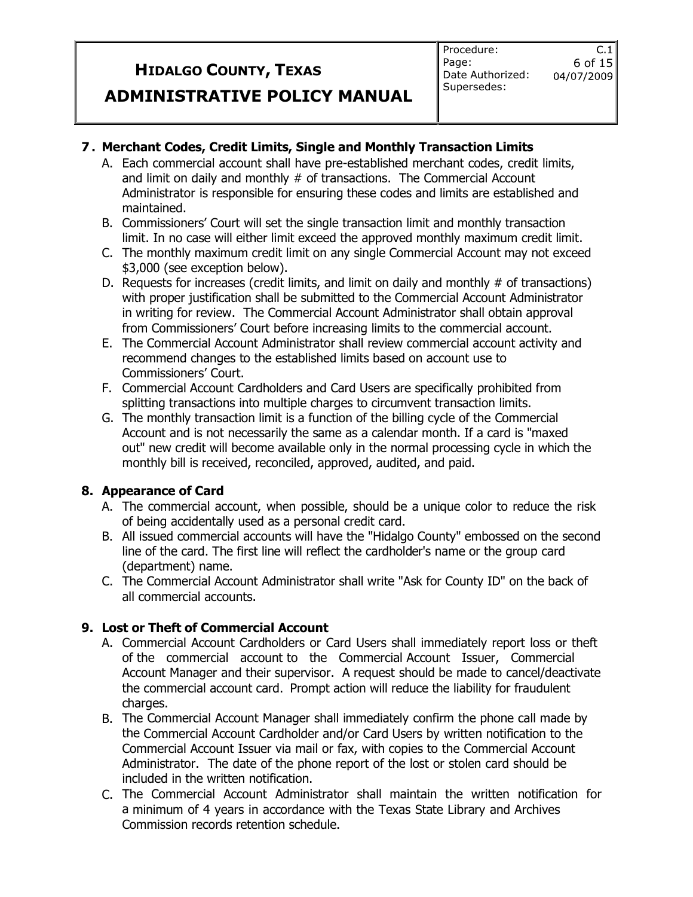**7. Merchant Codes, Credit Limits, Single and Monthly Transaction Limits**

A. Each commercial account shall have pre-established merchant codes, credit limits, and limit on daily and monthly # of transactions. The Commercial Account Administrator is responsible for ensuring these codes and limits are established and maintained.

B. Commissioners' Court will set the single transaction limit and monthly transaction limit. In no case will either limit exceed the approved monthly maximum credit limit.

C. The monthly maximum credit limit on any single Commercial Account may not exceed $3,000 (see exception below).

D. Requests for increases (credit limits, and limit on daily and monthly # of transactions) with proper justification shall be submitted to the Commercial Account Administrator in writing for review. The Commercial Account Administrator shall obtain approval from Commissioners' Court before increasing limits to the commercial account.

E. The Commercial Account Administrator shall review commercial account activity and recommend changes to the established limits based on account use to Commissioners' Court.

F. Commercial Account Cardholders and Card Users are specifically prohibited from splitting transactions into multiple charges to circumvent transaction limits.

G. The monthly transaction limit is a function of the billing cycle of the Commercial Account and is not necessarily the same as a calendar month. If a card is "maxed out" new credit will become available only in the normal processing cycle in which the monthly bill is received, reconciled, approved, audited, and paid.

**8. Appearance of Card**

A. The commercial account, when possible, should be a unique color to reduce the risk of being accidentally used as a personal credit card.

B. All issued commercial accounts will have the "Hidalgo County" embossed on the second line of the card. The first line will reflect the cardholder's name or the group card (department) name.

C. The Commercial Account Administrator shall write "Ask for County ID" on the back of all commercial accounts.

**9. Lost or Theft of Commercial Account**

A. Commercial Account Cardholders or Card Users shall immediately report loss or theft of the commercial account to the Commercial Account Issuer, Commercial Account Manager and their supervisor. A request should be made to cancel/deactivate the commercial account card. Prompt action will reduce the liability for fraudulent charges.

B. The Commercial Account Manager shall immediately confirm the phone call made by the Commercial Account Cardholder and/or Card Users by written notification to the Commercial Account Issuer via mail or fax, with copies to the Commercial Account Administrator. The date of the phone report of the lost or stolen card should be included in the written notification.

C. The Commercial Account Administrator shall maintain the written notification for a minimum of 4 years in accordance with the Texas State Library and Archives Commission records retention schedule.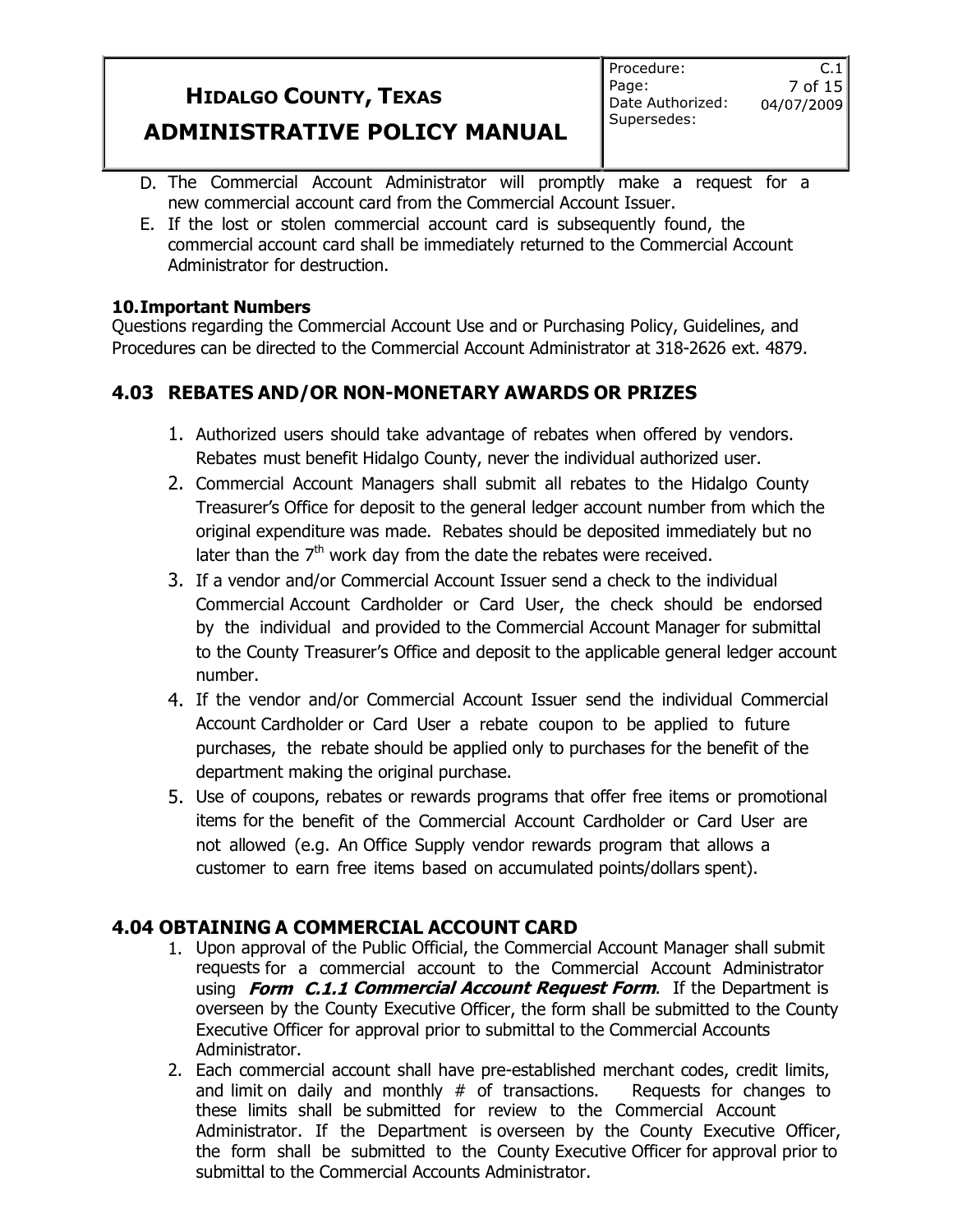D. The Commercial Account Administrator will promptly make a request for a new commercial account card from the Commercial Account Issuer.

E. If the lost or stolen commercial account card is subsequently found, the commercial account card shall be immediately returned to the Commercial Account Administrator for destruction.

**10. Important Numbers**

Questions regarding the Commercial Account Use and or Purchasing Policy, Guidelines, and Procedures can be directed to the Commercial Account Administrator at 318-2626 ext. 4879.

## 4.03 REBATES AND/OR NON-MONETARY AWARDS OR PRIZES

1. Authorized users should take advantage of rebates when offered by vendors. Rebates must benefit Hidalgo County, never the individual authorized user.
2. Commercial Account Managers shall submit all rebates to the Hidalgo County Treasurer's Office for deposit to the general ledger account number from which the original expenditure was made. Rebates should be deposited immediately but no later than the 7th work day from the date the rebates were received.
3. If a vendor and/or Commercial Account Issuer send a check to the individual Commercial Account Cardholder or Card User, the check should be endorsed by the individual and provided to the Commercial Account Manager for submittal to the County Treasurer's Office and deposit to the applicable general ledger account number.
4. If the vendor and/or Commercial Account Issuer send the individual Commercial Account Cardholder or Card User a rebate coupon to be applied to future purchases, the rebate should be applied only to purchases for the benefit of the department making the original purchase.
5. Use of coupons, rebates or rewards programs that offer free items or promotional items for the benefit of the Commercial Account Cardholder or Card User are not allowed (e.g. An Office Supply vendor rewards program that allows a customer to earn free items based on accumulated points/dollars spent).

## 4.04 OBTAINING A COMMERCIAL ACCOUNT CARD

1. Upon approval of the Public Official, the Commercial Account Manager shall submit requests for a commercial account to the Commercial Account Administrator using ***Form C.1.1 Commercial Account Request Form***. If the Department is overseen by the County Executive Officer, the form shall be submitted to the County Executive Officer for approval prior to submittal to the Commercial Accounts Administrator.
2. Each commercial account shall have pre-established merchant codes, credit limits, and limit on daily and monthly # of transactions. Requests for changes to these limits shall be submitted for review to the Commercial Account Administrator. If the Department is overseen by the County Executive Officer, the form shall be submitted to the County Executive Officer for approval prior to submittal to the Commercial Accounts Administrator.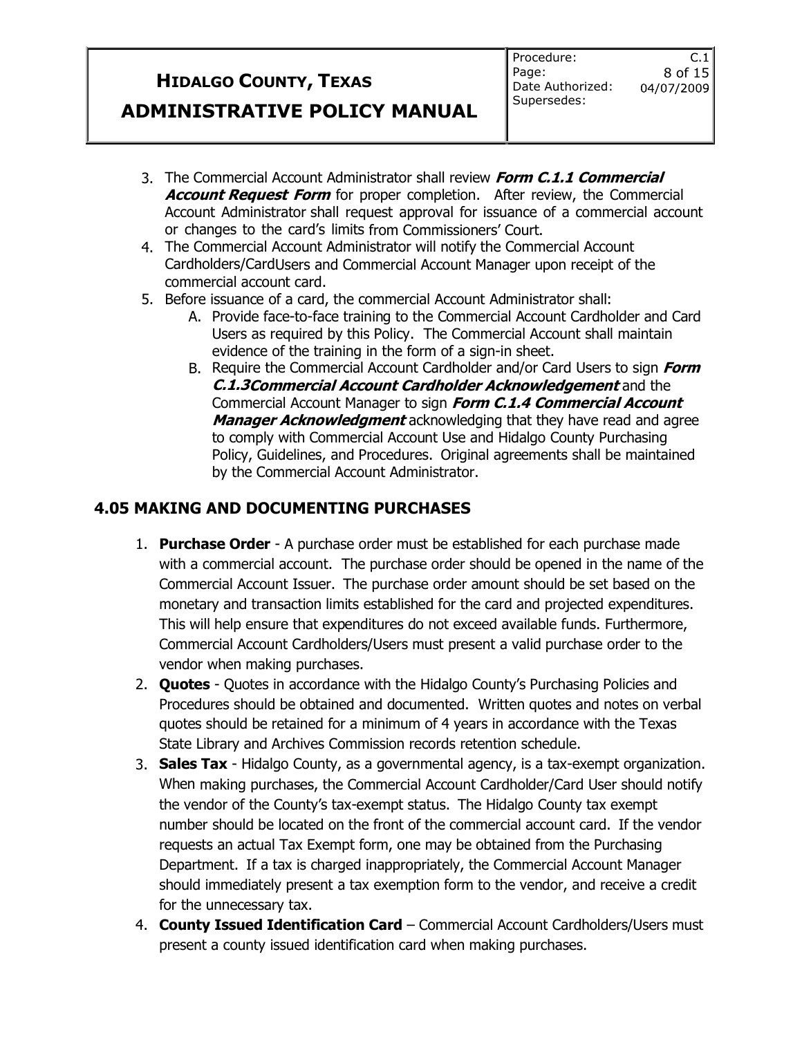3. The Commercial Account Administrator shall review ***Form C.1.1 Commercial Account Request Form*** for proper completion. After review, the Commercial Account Administrator shall request approval for issuance of a commercial account or changes to the card's limits from Commissioners' Court.
4. The Commercial Account Administrator will notify the Commercial Account Cardholders/CardUsers and Commercial Account Manager upon receipt of the commercial account card.
5. Before issuance of a card, the commercial Account Administrator shall:
   A. Provide face-to-face training to the Commercial Account Cardholder and Card Users as required by this Policy. The Commercial Account shall maintain evidence of the training in the form of a sign-in sheet.
   B. Require the Commercial Account Cardholder and/or Card Users to sign ***Form C.1.3Commercial Account Cardholder Acknowledgement*** and the Commercial Account Manager to sign ***Form C.1.4 Commercial Account Manager Acknowledgment*** acknowledging that they have read and agree to comply with Commercial Account Use and Hidalgo County Purchasing Policy, Guidelines, and Procedures. Original agreements shall be maintained by the Commercial Account Administrator.

## 4.05 MAKING AND DOCUMENTING PURCHASES

1. **Purchase Order** - A purchase order must be established for each purchase made with a commercial account. The purchase order should be opened in the name of the Commercial Account Issuer. The purchase order amount should be set based on the monetary and transaction limits established for the card and projected expenditures. This will help ensure that expenditures do not exceed available funds. Furthermore, Commercial Account Cardholders/Users must present a valid purchase order to the vendor when making purchases.
2. **Quotes** - Quotes in accordance with the Hidalgo County's Purchasing Policies and Procedures should be obtained and documented. Written quotes and notes on verbal quotes should be retained for a minimum of 4 years in accordance with the Texas State Library and Archives Commission records retention schedule.
3. **Sales Tax** - Hidalgo County, as a governmental agency, is a tax-exempt organization. When making purchases, the Commercial Account Cardholder/Card User should notify the vendor of the County's tax-exempt status. The Hidalgo County tax exempt number should be located on the front of the commercial account card. If the vendor requests an actual Tax Exempt form, one may be obtained from the Purchasing Department. If a tax is charged inappropriately, the Commercial Account Manager should immediately present a tax exemption form to the vendor, and receive a credit for the unnecessary tax.
4. **County Issued Identification Card** – Commercial Account Cardholders/Users must present a county issued identification card when making purchases.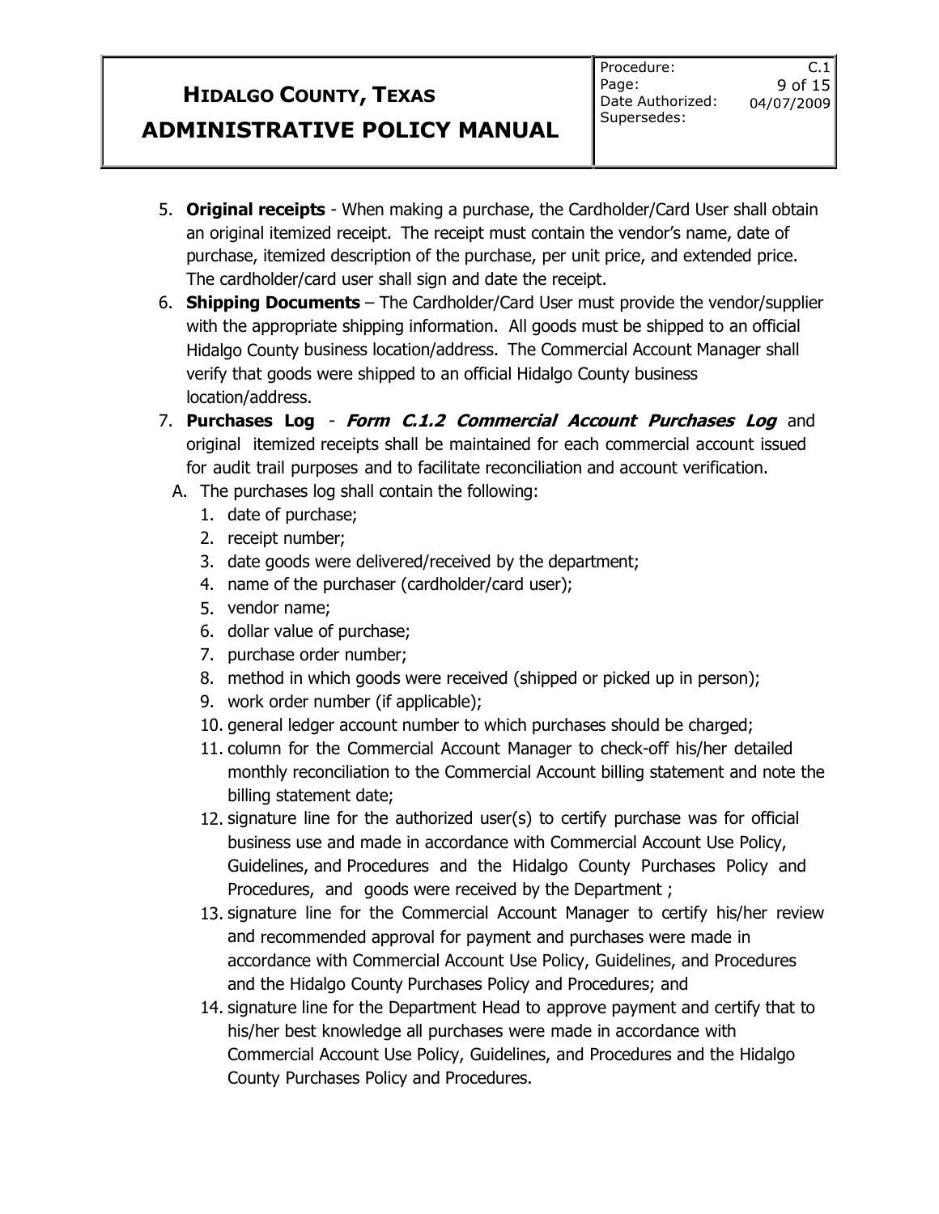5. **Original receipts** - When making a purchase, the Cardholder/Card User shall obtain an original itemized receipt. The receipt must contain the vendor's name, date of purchase, itemized description of the purchase, per unit price, and extended price. The cardholder/card user shall sign and date the receipt.
6. **Shipping Documents** – The Cardholder/Card User must provide the vendor/supplier with the appropriate shipping information. All goods must be shipped to an official Hidalgo County business location/address. The Commercial Account Manager shall verify that goods were shipped to an official Hidalgo County business location/address.
7. **Purchases Log** - ***Form C.1.2 Commercial Account Purchases Log*** and original itemized receipts shall be maintained for each commercial account issued for audit trail purposes and to facilitate reconciliation and account verification.
   A. The purchases log shall contain the following:
      1. date of purchase;
      2. receipt number;
      3. date goods were delivered/received by the department;
      4. name of the purchaser (cardholder/card user);
      5. vendor name;
      6. dollar value of purchase;
      7. purchase order number;
      8. method in which goods were received (shipped or picked up in person);
      9. work order number (if applicable);
      10. general ledger account number to which purchases should be charged;
      11. column for the Commercial Account Manager to check-off his/her detailed monthly reconciliation to the Commercial Account billing statement and note the billing statement date;
      12. signature line for the authorized user(s) to certify purchase was for official business use and made in accordance with Commercial Account Use Policy, Guidelines, and Procedures and the Hidalgo County Purchases Policy and Procedures, and goods were received by the Department ;
      13. signature line for the Commercial Account Manager to certify his/her review and recommended approval for payment and purchases were made in accordance with Commercial Account Use Policy, Guidelines, and Procedures and the Hidalgo County Purchases Policy and Procedures; and
      14. signature line for the Department Head to approve payment and certify that to his/her best knowledge all purchases were made in accordance with Commercial Account Use Policy, Guidelines, and Procedures and the Hidalgo County Purchases Policy and Procedures.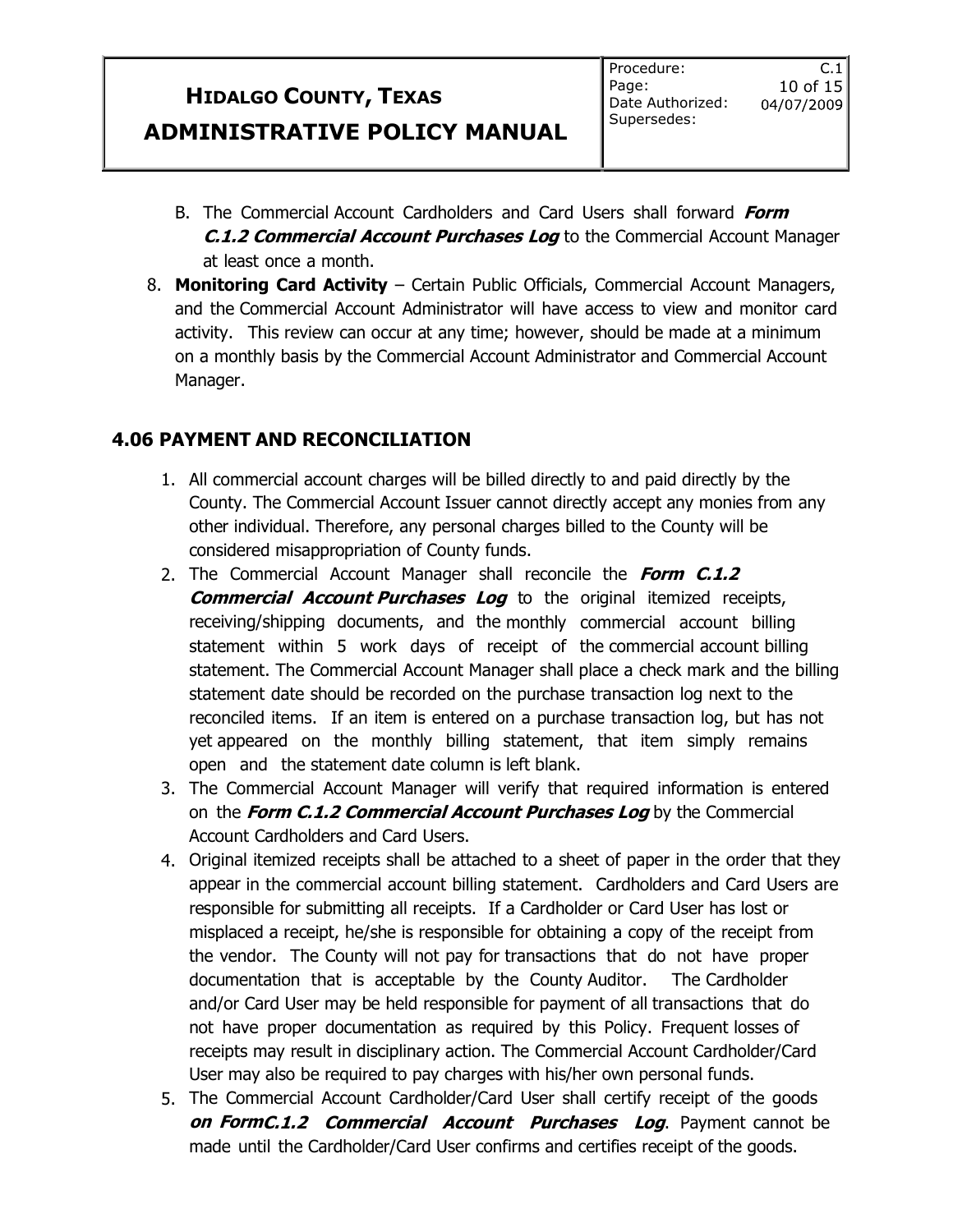B. The Commercial Account Cardholders and Card Users shall forward ***Form C.1.2 Commercial Account Purchases Log*** to the Commercial Account Manager at least once a month.

8. **Monitoring Card Activity** – Certain Public Officials, Commercial Account Managers, and the Commercial Account Administrator will have access to view and monitor card activity. This review can occur at any time; however, should be made at a minimum on a monthly basis by the Commercial Account Administrator and Commercial Account Manager.

## 4.06 PAYMENT AND RECONCILIATION

1. All commercial account charges will be billed directly to and paid directly by the County. The Commercial Account Issuer cannot directly accept any monies from any other individual. Therefore, any personal charges billed to the County will be considered misappropriation of County funds.
2. The Commercial Account Manager shall reconcile the ***Form C.1.2 Commercial Account Purchases Log*** to the original itemized receipts, receiving/shipping documents, and the monthly commercial account billing statement within 5 work days of receipt of the commercial account billing statement. The Commercial Account Manager shall place a check mark and the billing statement date should be recorded on the purchase transaction log next to the reconciled items. If an item is entered on a purchase transaction log, but has not yet appeared on the monthly billing statement, that item simply remains open and the statement date column is left blank.
3. The Commercial Account Manager will verify that required information is entered on the ***Form C.1.2 Commercial Account Purchases Log*** by the Commercial Account Cardholders and Card Users.
4. Original itemized receipts shall be attached to a sheet of paper in the order that they appear in the commercial account billing statement. Cardholders and Card Users are responsible for submitting all receipts. If a Cardholder or Card User has lost or misplaced a receipt, he/she is responsible for obtaining a copy of the receipt from the vendor. The County will not pay for transactions that do not have proper documentation that is acceptable by the County Auditor. The Cardholder and/or Card User may be held responsible for payment of all transactions that do not have proper documentation as required by this Policy. Frequent losses of receipts may result in disciplinary action. The Commercial Account Cardholder/Card User may also be required to pay charges with his/her own personal funds.
5. The Commercial Account Cardholder/Card User shall certify receipt of the goods ***on FormC.1.2 Commercial Account Purchases Log***. Payment cannot be made until the Cardholder/Card User confirms and certifies receipt of the goods.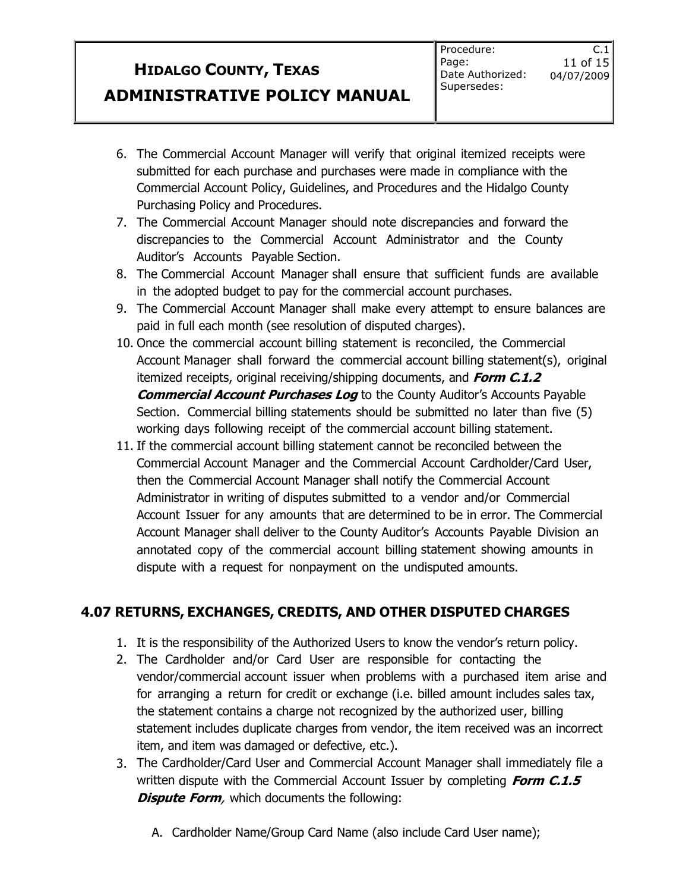6. The Commercial Account Manager will verify that original itemized receipts were submitted for each purchase and purchases were made in compliance with the Commercial Account Policy, Guidelines, and Procedures and the Hidalgo County Purchasing Policy and Procedures.
7. The Commercial Account Manager should note discrepancies and forward the discrepancies to the Commercial Account Administrator and the County Auditor's Accounts Payable Section.
8. The Commercial Account Manager shall ensure that sufficient funds are available in the adopted budget to pay for the commercial account purchases.
9. The Commercial Account Manager shall make every attempt to ensure balances are paid in full each month (see resolution of disputed charges).
10. Once the commercial account billing statement is reconciled, the Commercial Account Manager shall forward the commercial account billing statement(s), original itemized receipts, original receiving/shipping documents, and ***Form C.1.2 Commercial Account Purchases Log*** to the County Auditor's Accounts Payable Section. Commercial billing statements should be submitted no later than five (5) working days following receipt of the commercial account billing statement.
11. If the commercial account billing statement cannot be reconciled between the Commercial Account Manager and the Commercial Account Cardholder/Card User, then the Commercial Account Manager shall notify the Commercial Account Administrator in writing of disputes submitted to a vendor and/or Commercial Account Issuer for any amounts that are determined to be in error. The Commercial Account Manager shall deliver to the County Auditor's Accounts Payable Division an annotated copy of the commercial account billing statement showing amounts in dispute with a request for nonpayment on the undisputed amounts.

## 4.07 RETURNS, EXCHANGES, CREDITS, AND OTHER DISPUTED CHARGES

1. It is the responsibility of the Authorized Users to know the vendor's return policy.
2. The Cardholder and/or Card User are responsible for contacting the vendor/commercial account issuer when problems with a purchased item arise and for arranging a return for credit or exchange (i.e. billed amount includes sales tax, the statement contains a charge not recognized by the authorized user, billing statement includes duplicate charges from vendor, the item received was an incorrect item, and item was damaged or defective, etc.).
3. The Cardholder/Card User and Commercial Account Manager shall immediately file a written dispute with the Commercial Account Issuer by completing ***Form C.1.5 Dispute Form****,* which documents the following:

   A. Cardholder Name/Group Card Name (also include Card User name);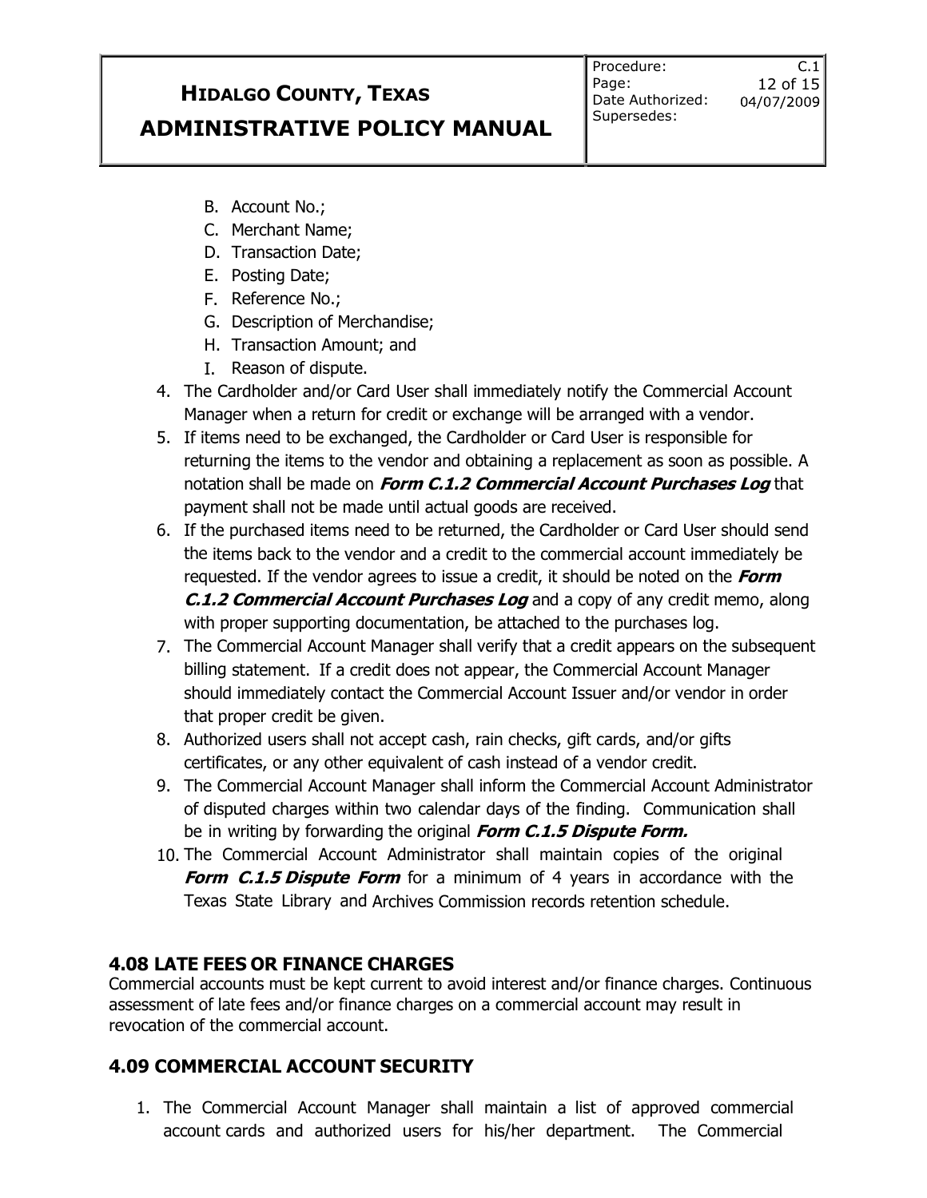B. Account No.;
C. Merchant Name;
D. Transaction Date;
E. Posting Date;
F. Reference No.;
G. Description of Merchandise;
H. Transaction Amount; and
I. Reason of dispute.

4. The Cardholder and/or Card User shall immediately notify the Commercial Account Manager when a return for credit or exchange will be arranged with a vendor.
5. If items need to be exchanged, the Cardholder or Card User is responsible for returning the items to the vendor and obtaining a replacement as soon as possible. A notation shall be made on ***Form C.1.2 Commercial Account Purchases Log*** that payment shall not be made until actual goods are received.
6. If the purchased items need to be returned, the Cardholder or Card User should send the items back to the vendor and a credit to the commercial account immediately be requested. If the vendor agrees to issue a credit, it should be noted on the ***Form C.1.2 Commercial Account Purchases Log*** and a copy of any credit memo, along with proper supporting documentation, be attached to the purchases log.
7. The Commercial Account Manager shall verify that a credit appears on the subsequent billing statement. If a credit does not appear, the Commercial Account Manager should immediately contact the Commercial Account Issuer and/or vendor in order that proper credit be given.
8. Authorized users shall not accept cash, rain checks, gift cards, and/or gifts certificates, or any other equivalent of cash instead of a vendor credit.
9. The Commercial Account Manager shall inform the Commercial Account Administrator of disputed charges within two calendar days of the finding. Communication shall be in writing by forwarding the original ***Form C.1.5 Dispute Form.***
10. The Commercial Account Administrator shall maintain copies of the original ***Form C.1.5 Dispute Form*** for a minimum of 4 years in accordance with the Texas State Library and Archives Commission records retention schedule.

## 4.08 LATE FEES OR FINANCE CHARGES

Commercial accounts must be kept current to avoid interest and/or finance charges. Continuous assessment of late fees and/or finance charges on a commercial account may result in revocation of the commercial account.

## 4.09 COMMERCIAL ACCOUNT SECURITY

1. The Commercial Account Manager shall maintain a list of approved commercial account cards and authorized users for his/her department. The Commercial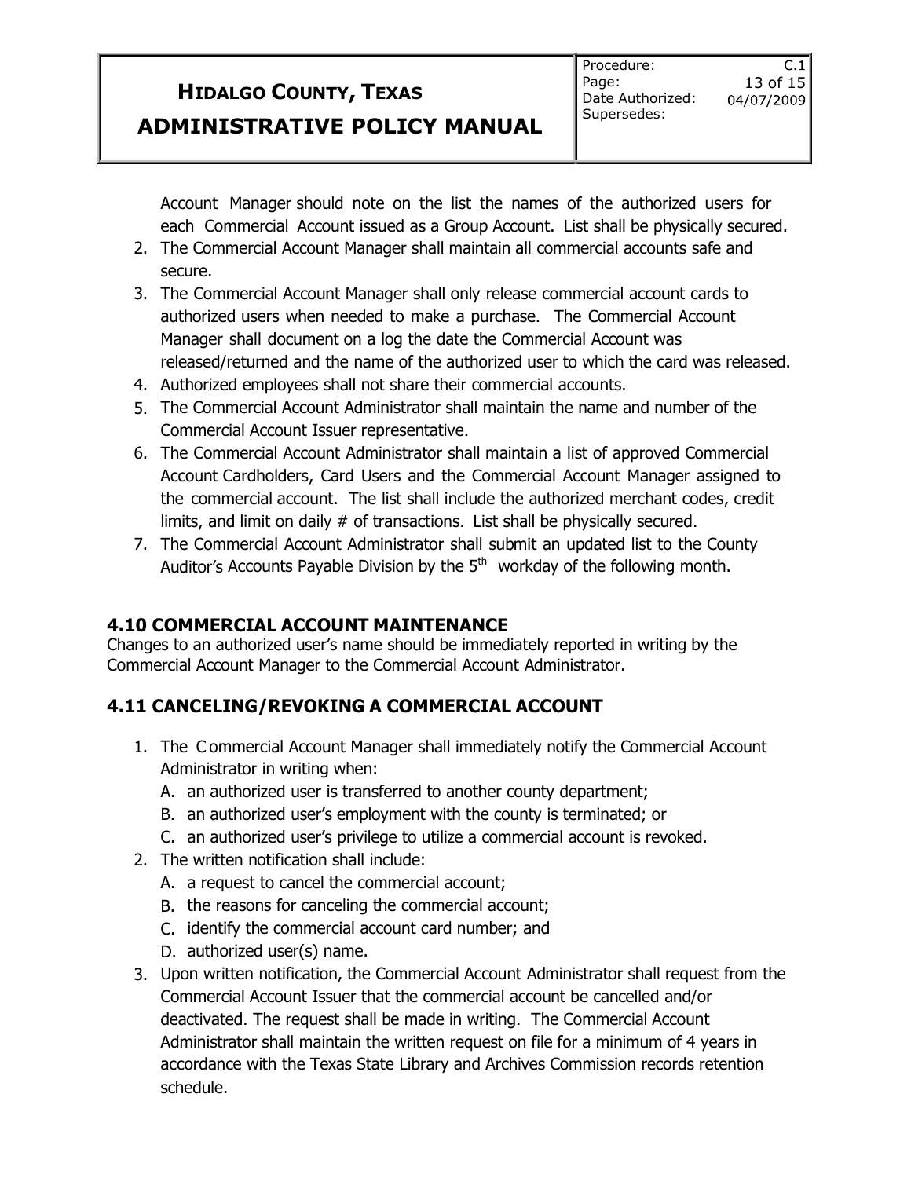Account Manager should note on the list the names of the authorized users for each Commercial Account issued as a Group Account. List shall be physically secured.

2. The Commercial Account Manager shall maintain all commercial accounts safe and secure.
3. The Commercial Account Manager shall only release commercial account cards to authorized users when needed to make a purchase. The Commercial Account Manager shall document on a log the date the Commercial Account was released/returned and the name of the authorized user to which the card was released.
4. Authorized employees shall not share their commercial accounts.
5. The Commercial Account Administrator shall maintain the name and number of the Commercial Account Issuer representative.
6. The Commercial Account Administrator shall maintain a list of approved Commercial Account Cardholders, Card Users and the Commercial Account Manager assigned to the commercial account. The list shall include the authorized merchant codes, credit limits, and limit on daily # of transactions. List shall be physically secured.
7. The Commercial Account Administrator shall submit an updated list to the County Auditor's Accounts Payable Division by the 5th workday of the following month.

## 4.10 COMMERCIAL ACCOUNT MAINTENANCE

Changes to an authorized user's name should be immediately reported in writing by the Commercial Account Manager to the Commercial Account Administrator.

## 4.11 CANCELING/REVOKING A COMMERCIAL ACCOUNT

1. The Commercial Account Manager shall immediately notify the Commercial Account Administrator in writing when:
   A. an authorized user is transferred to another county department;
   B. an authorized user's employment with the county is terminated; or
   C. an authorized user's privilege to utilize a commercial account is revoked.
2. The written notification shall include:
   A. a request to cancel the commercial account;
   B. the reasons for canceling the commercial account;
   C. identify the commercial account card number; and
   D. authorized user(s) name.
3. Upon written notification, the Commercial Account Administrator shall request from the Commercial Account Issuer that the commercial account be cancelled and/or deactivated. The request shall be made in writing. The Commercial Account Administrator shall maintain the written request on file for a minimum of 4 years in accordance with the Texas State Library and Archives Commission records retention schedule.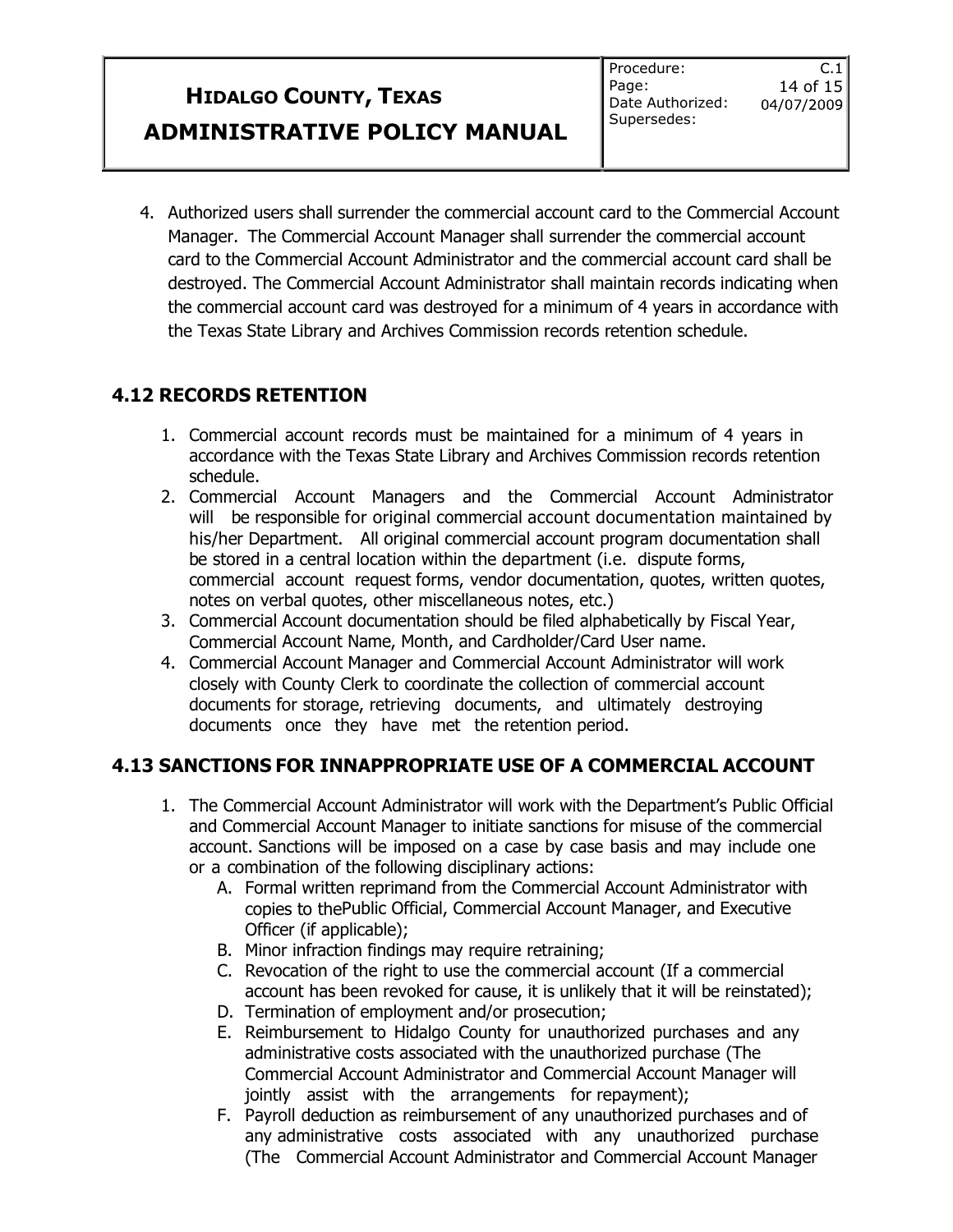4. Authorized users shall surrender the commercial account card to the Commercial Account Manager. The Commercial Account Manager shall surrender the commercial account card to the Commercial Account Administrator and the commercial account card shall be destroyed. The Commercial Account Administrator shall maintain records indicating when the commercial account card was destroyed for a minimum of 4 years in accordance with the Texas State Library and Archives Commission records retention schedule.

## 4.12 RECORDS RETENTION

1. Commercial account records must be maintained for a minimum of 4 years in accordance with the Texas State Library and Archives Commission records retention schedule.
2. Commercial Account Managers and the Commercial Account Administrator will be responsible for original commercial account documentation maintained by his/her Department. All original commercial account program documentation shall be stored in a central location within the department (i.e. dispute forms, commercial account request forms, vendor documentation, quotes, written quotes, notes on verbal quotes, other miscellaneous notes, etc.)
3. Commercial Account documentation should be filed alphabetically by Fiscal Year, Commercial Account Name, Month, and Cardholder/Card User name.
4. Commercial Account Manager and Commercial Account Administrator will work closely with County Clerk to coordinate the collection of commercial account documents for storage, retrieving documents, and ultimately destroying documents once they have met the retention period.

## 4.13 SANCTIONS FOR INNAPPROPRIATE USE OF A COMMERCIAL ACCOUNT

1. The Commercial Account Administrator will work with the Department's Public Official and Commercial Account Manager to initiate sanctions for misuse of the commercial account. Sanctions will be imposed on a case by case basis and may include one or a combination of the following disciplinary actions:
   A. Formal written reprimand from the Commercial Account Administrator with copies to thePublic Official, Commercial Account Manager, and Executive Officer (if applicable);
   B. Minor infraction findings may require retraining;
   C. Revocation of the right to use the commercial account (If a commercial account has been revoked for cause, it is unlikely that it will be reinstated);
   D. Termination of employment and/or prosecution;
   E. Reimbursement to Hidalgo County for unauthorized purchases and any administrative costs associated with the unauthorized purchase (The Commercial Account Administrator and Commercial Account Manager will jointly assist with the arrangements for repayment);
   F. Payroll deduction as reimbursement of any unauthorized purchases and of any administrative costs associated with any unauthorized purchase (The Commercial Account Administrator and Commercial Account Manager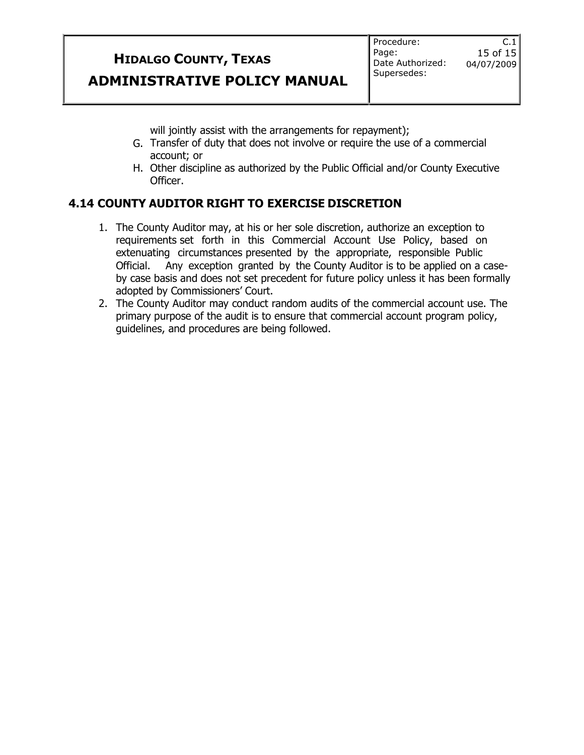will jointly assist with the arrangements for repayment);

G. Transfer of duty that does not involve or require the use of a commercial account; or

H. Other discipline as authorized by the Public Official and/or County Executive Officer.

## 4.14 COUNTY AUDITOR RIGHT TO EXERCISE DISCRETION

1. The County Auditor may, at his or her sole discretion, authorize an exception to requirements set forth in this Commercial Account Use Policy, based on extenuating circumstances presented by the appropriate, responsible Public Official. Any exception granted by the County Auditor is to be applied on a case-by case basis and does not set precedent for future policy unless it has been formally adopted by Commissioners' Court.
2. The County Auditor may conduct random audits of the commercial account use. The primary purpose of the audit is to ensure that commercial account program policy, guidelines, and procedures are being followed.